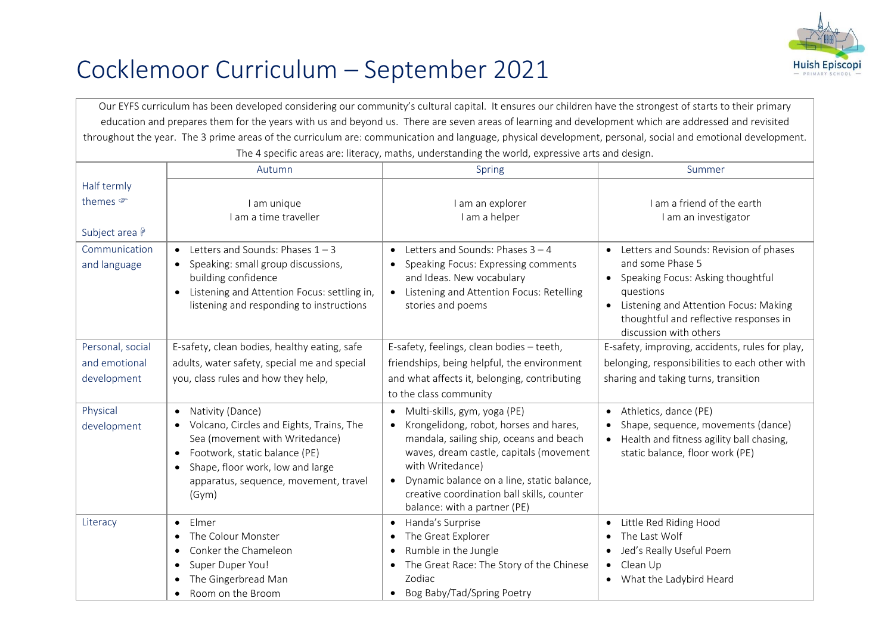# Cocklemoor Curriculum – September 2021

Our EYFS curriculum has been developed considering our community's cultural capital. It ensures our children have the strongest of starts to their primary education and prepares them for the years with us and beyond us. There are seven areas of learning and development which are addressed and revisited throughout the year. The 3 prime areas of the curriculum are: communication and language, physical development, personal, social and emotional development. The 4 specific areas are: literacy, maths, understanding the world, expressive arts and design.

| | Autumn | Spring | Summer |
|---|---|---|---|
| Half termly themes ☞<br><br>Subject area ☟ | I am unique<br>I am a time traveller | I am an explorer<br>I am a helper | I am a friend of the earth<br>I am an investigator |
| Communication and language | • Letters and Sounds: Phases 1 – 3<br>• Speaking: small group discussions, building confidence<br>• Listening and Attention Focus: settling in, listening and responding to instructions | • Letters and Sounds: Phases 3 – 4<br>• Speaking Focus: Expressing comments and Ideas. New vocabulary<br>• Listening and Attention Focus: Retelling stories and poems | • Letters and Sounds: Revision of phases and some Phase 5<br>• Speaking Focus: Asking thoughtful questions<br>• Listening and Attention Focus: Making thoughtful and reflective responses in discussion with others |
| Personal, social and emotional development | E-safety, clean bodies, healthy eating, safe adults, water safety, special me and special you, class rules and how they help, | E-safety, feelings, clean bodies – teeth, friendships, being helpful, the environment and what affects it, belonging, contributing to the class community | E-safety, improving, accidents, rules for play, belonging, responsibilities to each other with sharing and taking turns, transition |
| Physical development | • Nativity (Dance)<br>• Volcano, Circles and Eights, Trains, The Sea (movement with Writedance)<br>• Footwork, static balance (PE)<br>• Shape, floor work, low and large apparatus, sequence, movement, travel (Gym) | • Multi-skills, gym, yoga (PE)<br>• Krongelidong, robot, horses and hares, mandala, sailing ship, oceans and beach waves, dream castle, capitals (movement with Writedance)<br>• Dynamic balance on a line, static balance, creative coordination ball skills, counter balance: with a partner (PE) | • Athletics, dance (PE)<br>• Shape, sequence, movements (dance)<br>• Health and fitness agility ball chasing, static balance, floor work (PE) |
| Literacy | • Elmer<br>• The Colour Monster<br>• Conker the Chameleon<br>• Super Duper You!<br>• The Gingerbread Man<br>• Room on the Broom | • Handa's Surprise<br>• The Great Explorer<br>• Rumble in the Jungle<br>• The Great Race: The Story of the Chinese Zodiac<br>• Bog Baby/Tad/Spring Poetry | • Little Red Riding Hood<br>• The Last Wolf<br>• Jed's Really Useful Poem<br>• Clean Up<br>• What the Ladybird Heard |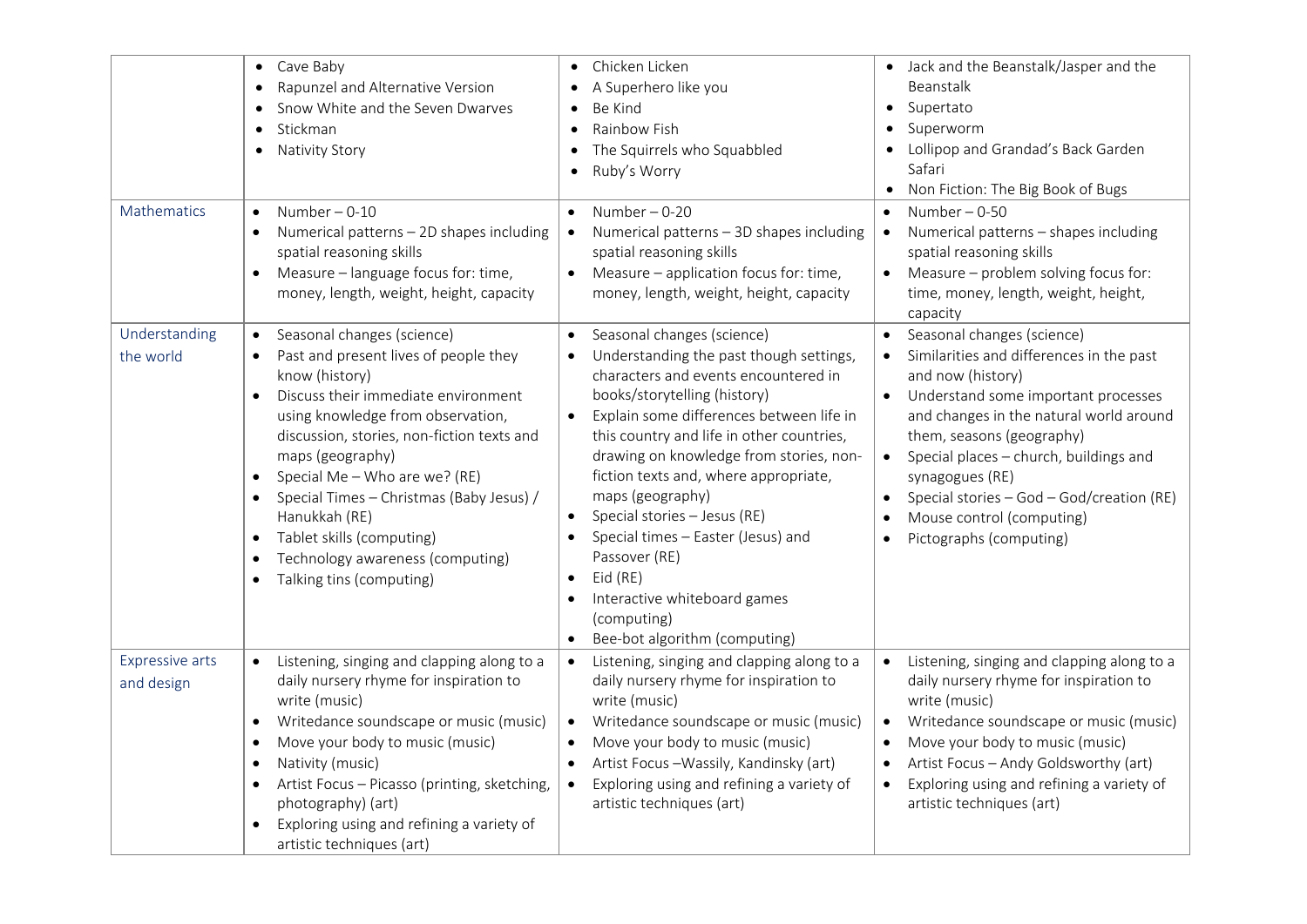| | | | |
|---|---|---|---|
| | • Cave Baby<br>• Rapunzel and Alternative Version<br>• Snow White and the Seven Dwarves<br>• Stickman<br>• Nativity Story | • Chicken Licken<br>• A Superhero like you<br>• Be Kind<br>• Rainbow Fish<br>• The Squirrels who Squabbled<br>• Ruby's Worry | • Jack and the Beanstalk/Jasper and the Beanstalk<br>• Supertato<br>• Superworm<br>• Lollipop and Grandad's Back Garden Safari<br>• Non Fiction: The Big Book of Bugs |
| Mathematics | • Number – 0-10<br>• Numerical patterns – 2D shapes including spatial reasoning skills<br>• Measure – language focus for: time, money, length, weight, height, capacity | • Number – 0-20<br>• Numerical patterns – 3D shapes including spatial reasoning skills<br>• Measure – application focus for: time, money, length, weight, height, capacity | • Number – 0-50<br>• Numerical patterns – shapes including spatial reasoning skills<br>• Measure – problem solving focus for: time, money, length, weight, height, capacity |
| Understanding the world | • Seasonal changes (science)<br>• Past and present lives of people they know (history)<br>• Discuss their immediate environment using knowledge from observation, discussion, stories, non-fiction texts and maps (geography)<br>• Special Me – Who are we? (RE)<br>• Special Times – Christmas (Baby Jesus) / Hanukkah (RE)<br>• Tablet skills (computing)<br>• Technology awareness (computing)<br>• Talking tins (computing) | • Seasonal changes (science)<br>• Understanding the past though settings, characters and events encountered in books/storytelling (history)<br>• Explain some differences between life in this country and life in other countries, drawing on knowledge from stories, non-fiction texts and, where appropriate, maps (geography)<br>• Special stories – Jesus (RE)<br>• Special times – Easter (Jesus) and Passover (RE)<br>• Eid (RE)<br>• Interactive whiteboard games (computing)<br>• Bee-bot algorithm (computing) | • Seasonal changes (science)<br>• Similarities and differences in the past and now (history)<br>• Understand some important processes and changes in the natural world around them, seasons (geography)<br>• Special places – church, buildings and synagogues (RE)<br>• Special stories – God – God/creation (RE)<br>• Mouse control (computing)<br>• Pictographs (computing) |
| Expressive arts and design | • Listening, singing and clapping along to a daily nursery rhyme for inspiration to write (music)<br>• Writedance soundscape or music (music)<br>• Move your body to music (music)<br>• Nativity (music)<br>• Artist Focus – Picasso (printing, sketching, photography) (art)<br>• Exploring using and refining a variety of artistic techniques (art) | • Listening, singing and clapping along to a daily nursery rhyme for inspiration to write (music)<br>• Writedance soundscape or music (music)<br>• Move your body to music (music)<br>• Artist Focus –Wassily, Kandinsky (art)<br>• Exploring using and refining a variety of artistic techniques (art) | • Listening, singing and clapping along to a daily nursery rhyme for inspiration to write (music)<br>• Writedance soundscape or music (music)<br>• Move your body to music (music)<br>• Artist Focus – Andy Goldsworthy (art)<br>• Exploring using and refining a variety of artistic techniques (art) |